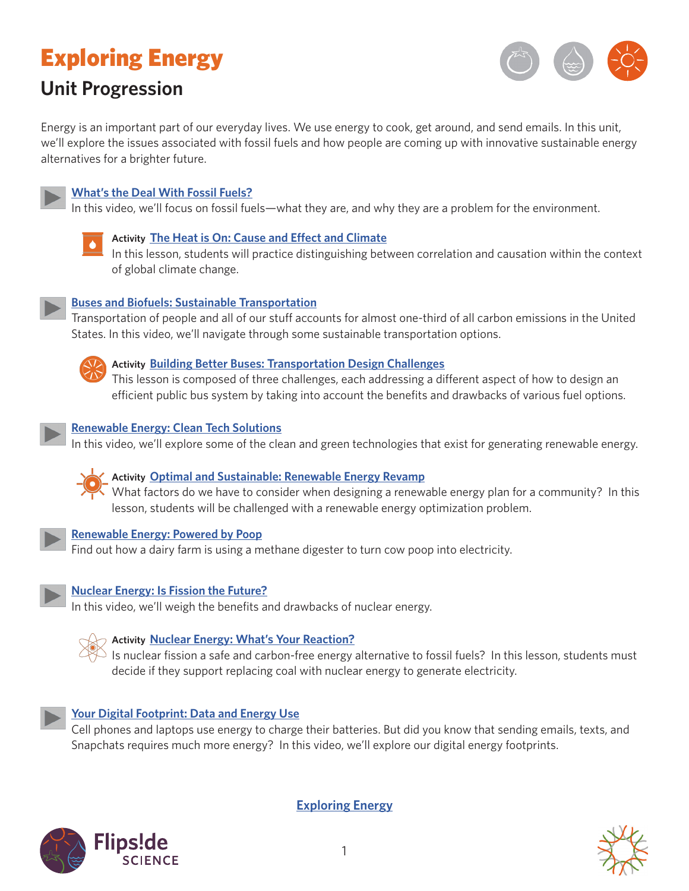# Exploring Energy

## Unit Progression

Energy is an important part of our everyday lives. We use energy to cook, get around, and send emails. In this unit, we'll explore the issues associated with fossil fuels and how people are coming up with innovative sustainable energy alternatives for a brighter future.

**What's the Deal With Fossil Fuels?**
In this video, we'll focus on fossil fuels—what they are, and why they are a problem for the environment.

> **Activity** **The Heat is On: Cause and Effect and Climate**
> In this lesson, students will practice distinguishing between correlation and causation within the context of global climate change.

**Buses and Biofuels: Sustainable Transportation**
Transportation of people and all of our stuff accounts for almost one-third of all carbon emissions in the United States. In this video, we'll navigate through some sustainable transportation options.

> **Activity** **Building Better Buses: Transportation Design Challenges**
> This lesson is composed of three challenges, each addressing a different aspect of how to design an efficient public bus system by taking into account the benefits and drawbacks of various fuel options.

**Renewable Energy: Clean Tech Solutions**
In this video, we'll explore some of the clean and green technologies that exist for generating renewable energy.

> **Activity** **Optimal and Sustainable: Renewable Energy Revamp**
> What factors do we have to consider when designing a renewable energy plan for a community? In this lesson, students will be challenged with a renewable energy optimization problem.

**Renewable Energy: Powered by Poop**
Find out how a dairy farm is using a methane digester to turn cow poop into electricity.

**Nuclear Energy: Is Fission the Future?**
In this video, we'll weigh the benefits and drawbacks of nuclear energy.

> **Activity** **Nuclear Energy: What's Your Reaction?**
> Is nuclear fission a safe and carbon-free energy alternative to fossil fuels? In this lesson, students must decide if they support replacing coal with nuclear energy to generate electricity.

**Your Digital Footprint: Data and Energy Use**
Cell phones and laptops use energy to charge their batteries. But did you know that sending emails, texts, and Snapchats requires much more energy? In this video, we'll explore our digital energy footprints.

**Exploring Energy**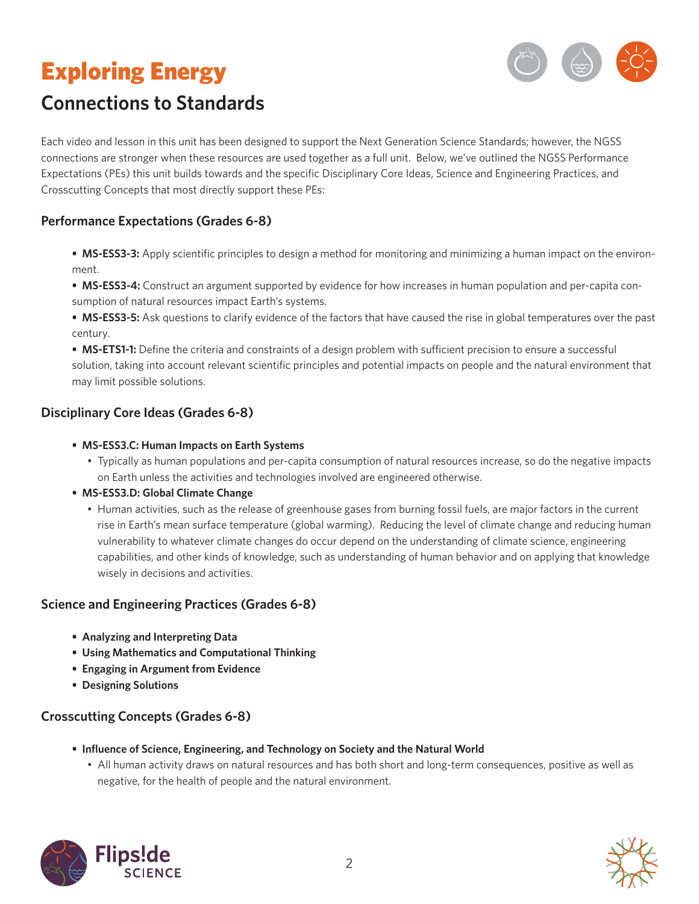# Exploring Energy

## Connections to Standards

Each video and lesson in this unit has been designed to support the Next Generation Science Standards; however, the NGSS connections are stronger when these resources are used together as a full unit. Below, we've outlined the NGSS Performance Expectations (PEs) this unit builds towards and the specific Disciplinary Core Ideas, Science and Engineering Practices, and Crosscutting Concepts that most directly support these PEs:

### Performance Expectations (Grades 6-8)

- **MS-ESS3-3:** Apply scientific principles to design a method for monitoring and minimizing a human impact on the environment.
- **MS-ESS3-4:** Construct an argument supported by evidence for how increases in human population and per-capita consumption of natural resources impact Earth's systems.
- **MS-ESS3-5:** Ask questions to clarify evidence of the factors that have caused the rise in global temperatures over the past century.
- **MS-ETS1-1:** Define the criteria and constraints of a design problem with sufficient precision to ensure a successful solution, taking into account relevant scientific principles and potential impacts on people and the natural environment that may limit possible solutions.

### Disciplinary Core Ideas (Grades 6-8)

- **MS-ESS3.C: Human Impacts on Earth Systems**
  - Typically as human populations and per-capita consumption of natural resources increase, so do the negative impacts on Earth unless the activities and technologies involved are engineered otherwise.
- **MS-ESS3.D: Global Climate Change**
  - Human activities, such as the release of greenhouse gases from burning fossil fuels, are major factors in the current rise in Earth's mean surface temperature (global warming). Reducing the level of climate change and reducing human vulnerability to whatever climate changes do occur depend on the understanding of climate science, engineering capabilities, and other kinds of knowledge, such as understanding of human behavior and on applying that knowledge wisely in decisions and activities.

### Science and Engineering Practices (Grades 6-8)

- **Analyzing and Interpreting Data**
- **Using Mathematics and Computational Thinking**
- **Engaging in Argument from Evidence**
- **Designing Solutions**

### Crosscutting Concepts (Grades 6-8)

- **Influence of Science, Engineering, and Technology on Society and the Natural World**
  - All human activity draws on natural resources and has both short and long-term consequences, positive as well as negative, for the health of people and the natural environment.